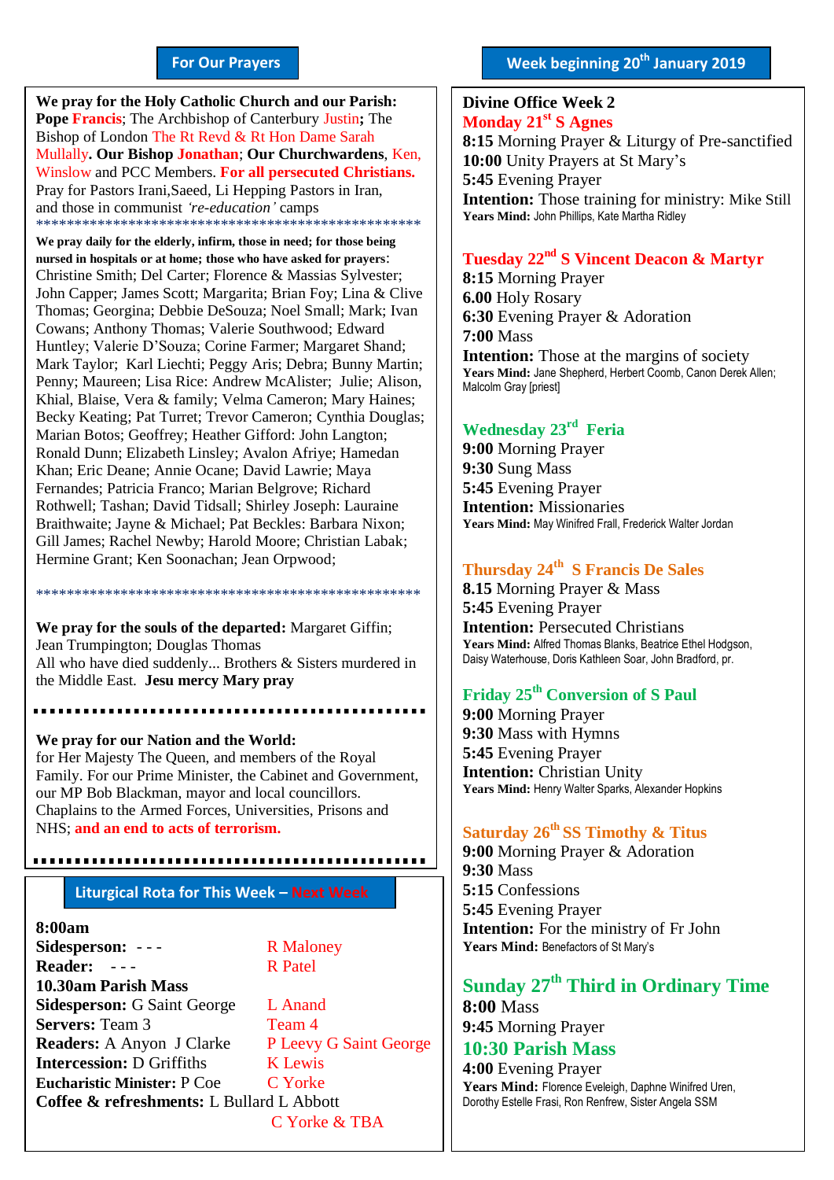## For Our Prayers

**We pray for the Holy Catholic Church and our Parish:** **Pope Francis**; The Archbishop of Canterbury Justin**;** The Bishop of London The Rt Revd & Rt Hon Dame Sarah Mullally**. Our Bishop Jonathan**; **Our Churchwardens**, Ken, Winslow and PCC Members. **For all persecuted Christians.** Pray for Pastors Irani,Saeed, Li Hepping Pastors in Iran, and those in communist *'re-education'* camps

\*\*\*\*\*\*\*\*\*\*\*\*\*\*\*\*\*\*\*\*\*\*\*\*\*\*\*\*\*\*\*\*\*\*\*\*\*\*\*\*\*\*\*\*\*\*\*\*\*\*\*\*\*

**We pray daily for the elderly, infirm, those in need; for those being nursed in hospitals or at home; those who have asked for prayers**: Christine Smith; Del Carter; Florence & Massias Sylvester; John Capper; James Scott; Margarita; Brian Foy; Lina & Clive Thomas; Georgina; Debbie DeSouza; Noel Small; Mark; Ivan Cowans; Anthony Thomas; Valerie Southwood; Edward Huntley; Valerie D'Souza; Corine Farmer; Margaret Shand; Mark Taylor; Karl Liechti; Peggy Aris; Debra; Bunny Martin; Penny; Maureen; Lisa Rice: Andrew McAlister; Julie; Alison, Khial, Blaise, Vera & family; Velma Cameron; Mary Haines; Becky Keating; Pat Turret; Trevor Cameron; Cynthia Douglas; Marian Botos; Geoffrey; Heather Gifford: John Langton; Ronald Dunn; Elizabeth Linsley; Avalon Afriye; Hamedan Khan; Eric Deane; Annie Ocane; David Lawrie; Maya Fernandes; Patricia Franco; Marian Belgrove; Richard Rothwell; Tashan; David Tidsall; Shirley Joseph: Lauraine Braithwaite; Jayne & Michael; Pat Beckles: Barbara Nixon; Gill James; Rachel Newby; Harold Moore; Christian Labak; Hermine Grant; Ken Soonachan; Jean Orpwood;

\*\*\*\*\*\*\*\*\*\*\*\*\*\*\*\*\*\*\*\*\*\*\*\*\*\*\*\*\*\*\*\*\*\*\*\*\*\*\*\*\*\*\*\*\*\*\*\*\*\*\*\*\*

**We pray for the souls of the departed:** Margaret Giffin; Jean Trumpington; Douglas Thomas
All who have died suddenly... Brothers & Sisters murdered in the Middle East. **Jesu mercy Mary pray**

**We pray for our Nation and the World:**
for Her Majesty The Queen, and members of the Royal Family. For our Prime Minister, the Cabinet and Government, our MP Bob Blackman, mayor and local councillors. Chaplains to the Armed Forces, Universities, Prisons and NHS; **and an end to acts of terrorism.**

## Liturgical Rota for This Week – Next Week

| | This Week | Next Week |
|---|---|---|
| **8:00am** | | |
| **Sidesperson:** | - - - | R Maloney |
| **Reader:** | - - - | R Patel |
| **10.30am Parish Mass** | | |
| **Sidesperson:** | G Saint George | L Anand |
| **Servers:** | Team 3 | Team 4 |
| **Readers:** | A Anyon J Clarke | P Leevy G Saint George |
| **Intercession:** | D Griffiths | K Lewis |
| **Eucharistic Minister:** | P Coe | C Yorke |
| **Coffee & refreshments:** | L Bullard L Abbott | C Yorke & TBA |

## Week beginning 20th January 2019

**Divine Office Week 2**

### Monday 21st S Agnes
**8:15** Morning Prayer & Liturgy of Pre-sanctified
**10:00** Unity Prayers at St Mary's
**5:45** Evening Prayer
**Intention:** Those training for ministry: Mike Still
**Years Mind:** John Phillips, Kate Martha Ridley

### Tuesday 22nd S Vincent Deacon & Martyr
**8:15** Morning Prayer
**6.00** Holy Rosary
**6:30** Evening Prayer & Adoration
**7:00** Mass
**Intention:** Those at the margins of society
**Years Mind:** Jane Shepherd, Herbert Coomb, Canon Derek Allen; Malcolm Gray [priest]

### Wednesday 23rd Feria
**9:00** Morning Prayer
**9:30** Sung Mass
**5:45** Evening Prayer
**Intention:** Missionaries
**Years Mind:** May Winifred Frall, Frederick Walter Jordan

### Thursday 24th S Francis De Sales
**8.15** Morning Prayer & Mass
**5:45** Evening Prayer
**Intention:** Persecuted Christians
**Years Mind:** Alfred Thomas Blanks, Beatrice Ethel Hodgson, Daisy Waterhouse, Doris Kathleen Soar, John Bradford, pr.

### Friday 25th Conversion of S Paul
**9:00** Morning Prayer
**9:30** Mass with Hymns
**5:45** Evening Prayer
**Intention:** Christian Unity
**Years Mind:** Henry Walter Sparks, Alexander Hopkins

### Saturday 26th SS Timothy & Titus
**9:00** Morning Prayer & Adoration
**9:30** Mass
**5:15** Confessions
**5:45** Evening Prayer
**Intention:** For the ministry of Fr John
**Years Mind:** Benefactors of St Mary's

### Sunday 27th Third in Ordinary Time
**8:00** Mass
**9:45** Morning Prayer
**10:30 Parish Mass**
**4:00** Evening Prayer
**Years Mind:** Florence Eveleigh, Daphne Winifred Uren, Dorothy Estelle Frasi, Ron Renfrew, Sister Angela SSM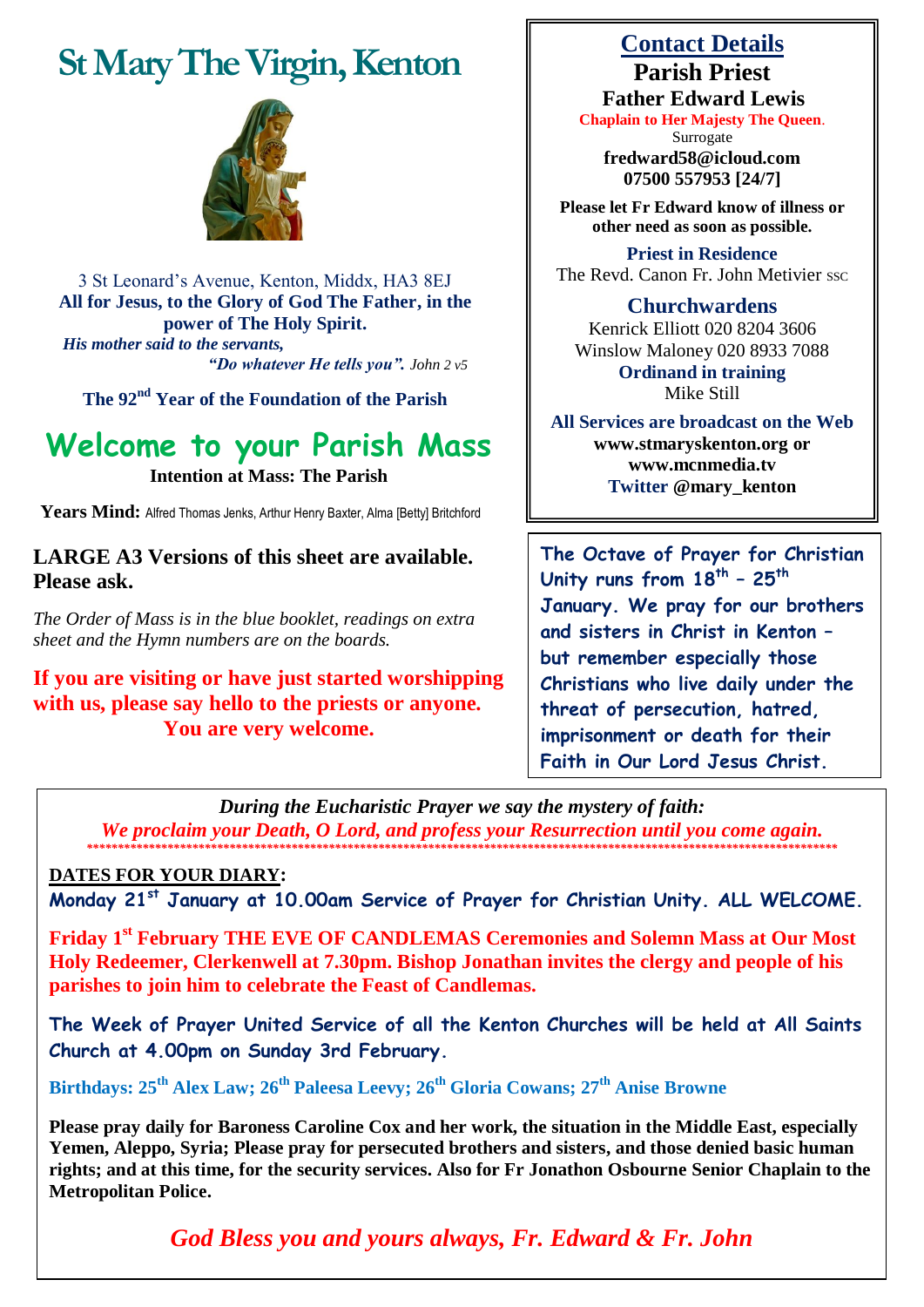# St Mary The Virgin, Kenton

3 St Leonard's Avenue, Kenton, Middx, HA3 8EJ

**All for Jesus, to the Glory of God The Father, in the power of The Holy Spirit.**

***His mother said to the servants,***
***"Do whatever He tells you".*** *John 2 v5*

**The 92nd Year of the Foundation of the Parish**

## Welcome to your Parish Mass

**Intention at Mass: The Parish**

**Years Mind:** Alfred Thomas Jenks, Arthur Henry Baxter, Alma [Betty] Britchford

**LARGE A3 Versions of this sheet are available. Please ask.**

*The Order of Mass is in the blue booklet, readings on extra sheet and the Hymn numbers are on the boards.*

**If you are visiting or have just started worshipping with us, please say hello to the priests or anyone. You are very welcome.**

## Contact Details

**Parish Priest**
**Father Edward Lewis**
**Chaplain to Her Majesty The Queen.**
Surrogate
**fredward58@icloud.com**
**07500 557953 [24/7]**

**Please let Fr Edward know of illness or other need as soon as possible.**

**Priest in Residence**
The Revd. Canon Fr. John Metivier SSC

**Churchwardens**
Kenrick Elliott 020 8204 3606
Winslow Maloney 020 8933 7088

**Ordinand in training**
Mike Still

**All Services are broadcast on the Web**
**www.stmaryskenton.org or**
**www.mcnmedia.tv**
**Twitter @mary_kenton**

**The Octave of Prayer for Christian Unity runs from 18th – 25th January. We pray for our brothers and sisters in Christ in Kenton – but remember especially those Christians who live daily under the threat of persecution, hatred, imprisonment or death for their Faith in Our Lord Jesus Christ.**

*During the Eucharistic Prayer we say the mystery of faith:*
***We proclaim your Death, O Lord, and profess your Resurrection until you come again.***

**DATES FOR YOUR DIARY:**

**Monday 21st January at 10.00am Service of Prayer for Christian Unity. ALL WELCOME.**

**Friday 1st February THE EVE OF CANDLEMAS Ceremonies and Solemn Mass at Our Most Holy Redeemer, Clerkenwell at 7.30pm. Bishop Jonathan invites the clergy and people of his parishes to join him to celebrate the Feast of Candlemas.**

**The Week of Prayer United Service of all the Kenton Churches will be held at All Saints Church at 4.00pm on Sunday 3rd February.**

**Birthdays: 25th Alex Law; 26th Paleesa Leevy; 26th Gloria Cowans; 27th Anise Browne**

**Please pray daily for Baroness Caroline Cox and her work, the situation in the Middle East, especially Yemen, Aleppo, Syria; Please pray for persecuted brothers and sisters, and those denied basic human rights; and at this time, for the security services. Also for Fr Jonathon Osbourne Senior Chaplain to the Metropolitan Police.**

***God Bless you and yours always, Fr. Edward & Fr. John***